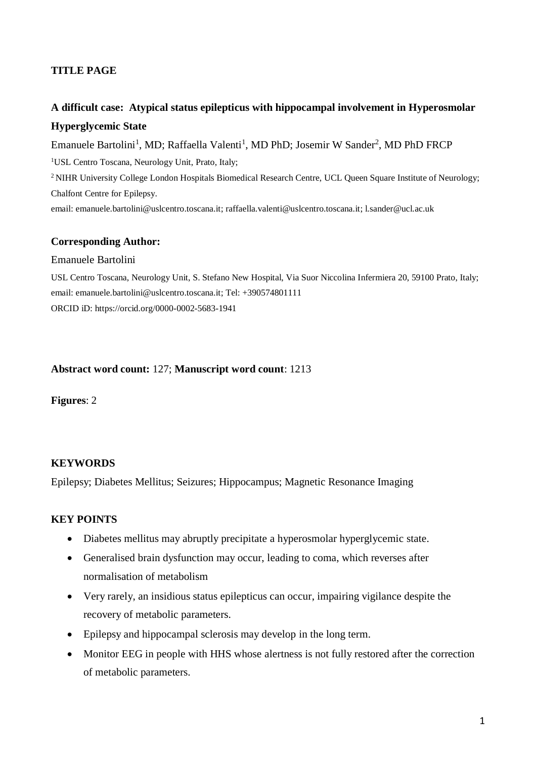**TITLE PAGE**

# A difficult case: Atypical status epilepticus with hippocampal involvement in Hyperosmolar Hyperglycemic State

Emanuele Bartolini[1], MD; Raffaella Valenti[1], MD PhD; Josemir W Sander[2], MD PhD FRCP

[1]USL Centro Toscana, Neurology Unit, Prato, Italy;

[2] NIHR University College London Hospitals Biomedical Research Centre, UCL Queen Square Institute of Neurology; Chalfont Centre for Epilepsy.

email: emanuele.bartolini@uslcentro.toscana.it; raffaella.valenti@uslcentro.toscana.it; l.sander@ucl.ac.uk

**Corresponding Author:**

Emanuele Bartolini

USL Centro Toscana, Neurology Unit, S. Stefano New Hospital, Via Suor Niccolina Infermiera 20, 59100 Prato, Italy; email: emanuele.bartolini@uslcentro.toscana.it; Tel: +390574801111

ORCID iD: https://orcid.org/0000-0002-5683-1941

**Abstract word count:** 127; **Manuscript word count**: 1213

**Figures**: 2

**KEYWORDS**

Epilepsy; Diabetes Mellitus; Seizures; Hippocampus; Magnetic Resonance Imaging

**KEY POINTS**

- Diabetes mellitus may abruptly precipitate a hyperosmolar hyperglycemic state.
- Generalised brain dysfunction may occur, leading to coma, which reverses after normalisation of metabolism
- Very rarely, an insidious status epilepticus can occur, impairing vigilance despite the recovery of metabolic parameters.
- Epilepsy and hippocampal sclerosis may develop in the long term.
- Monitor EEG in people with HHS whose alertness is not fully restored after the correction of metabolic parameters.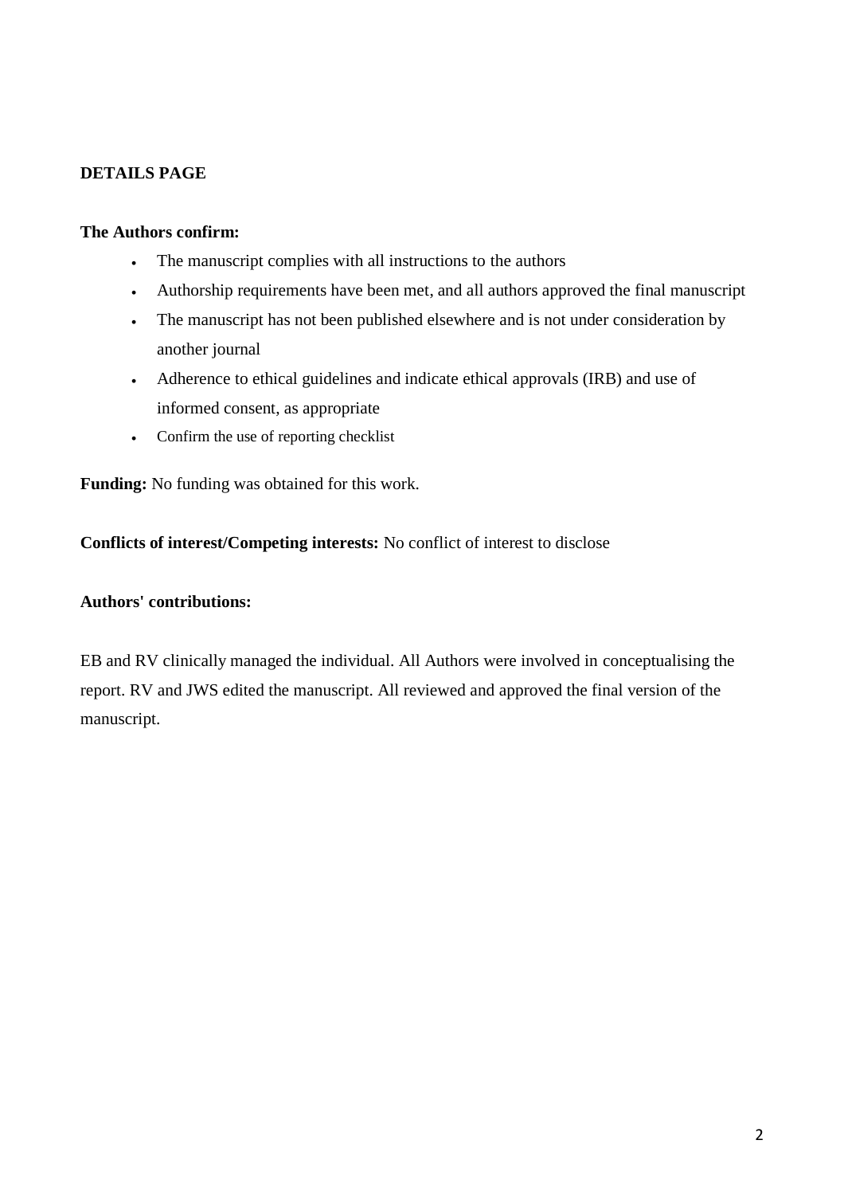**DETAILS PAGE**

**The Authors confirm:**

- The manuscript complies with all instructions to the authors
- Authorship requirements have been met, and all authors approved the final manuscript
- The manuscript has not been published elsewhere and is not under consideration by another journal
- Adherence to ethical guidelines and indicate ethical approvals (IRB) and use of informed consent, as appropriate
- Confirm the use of reporting checklist

**Funding:** No funding was obtained for this work.

**Conflicts of interest/Competing interests:** No conflict of interest to disclose

**Authors' contributions:**

EB and RV clinically managed the individual. All Authors were involved in conceptualising the report. RV and JWS edited the manuscript. All reviewed and approved the final version of the manuscript.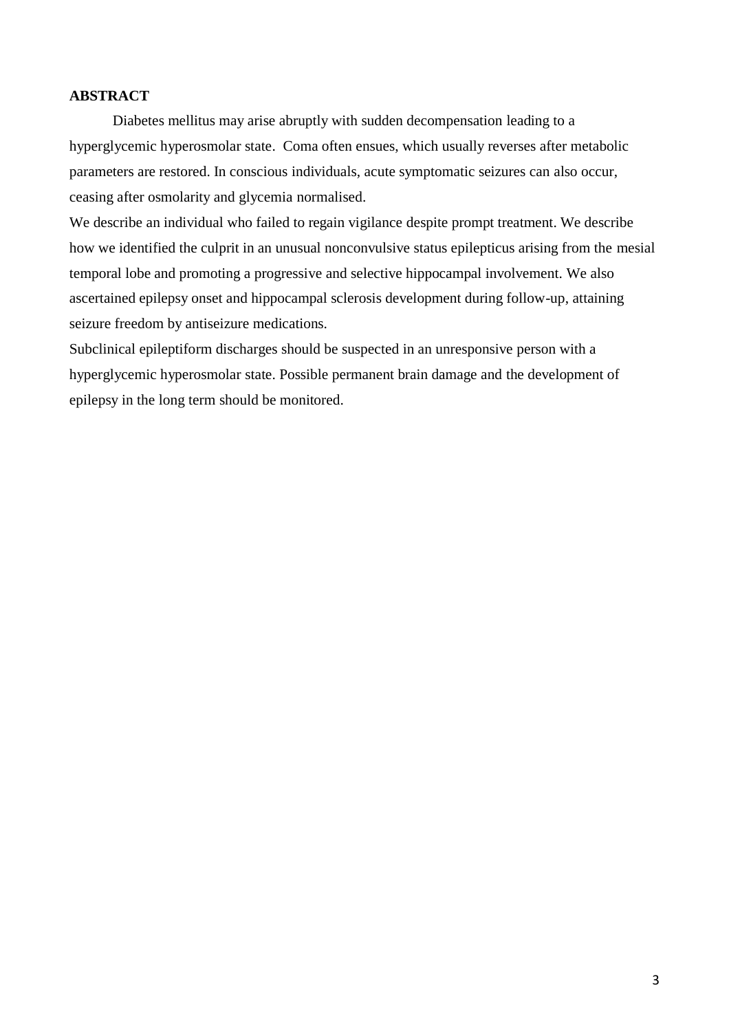**ABSTRACT**

Diabetes mellitus may arise abruptly with sudden decompensation leading to a hyperglycemic hyperosmolar state. Coma often ensues, which usually reverses after metabolic parameters are restored. In conscious individuals, acute symptomatic seizures can also occur, ceasing after osmolarity and glycemia normalised.

We describe an individual who failed to regain vigilance despite prompt treatment. We describe how we identified the culprit in an unusual nonconvulsive status epilepticus arising from the mesial temporal lobe and promoting a progressive and selective hippocampal involvement. We also ascertained epilepsy onset and hippocampal sclerosis development during follow-up, attaining seizure freedom by antiseizure medications.

Subclinical epileptiform discharges should be suspected in an unresponsive person with a hyperglycemic hyperosmolar state. Possible permanent brain damage and the development of epilepsy in the long term should be monitored.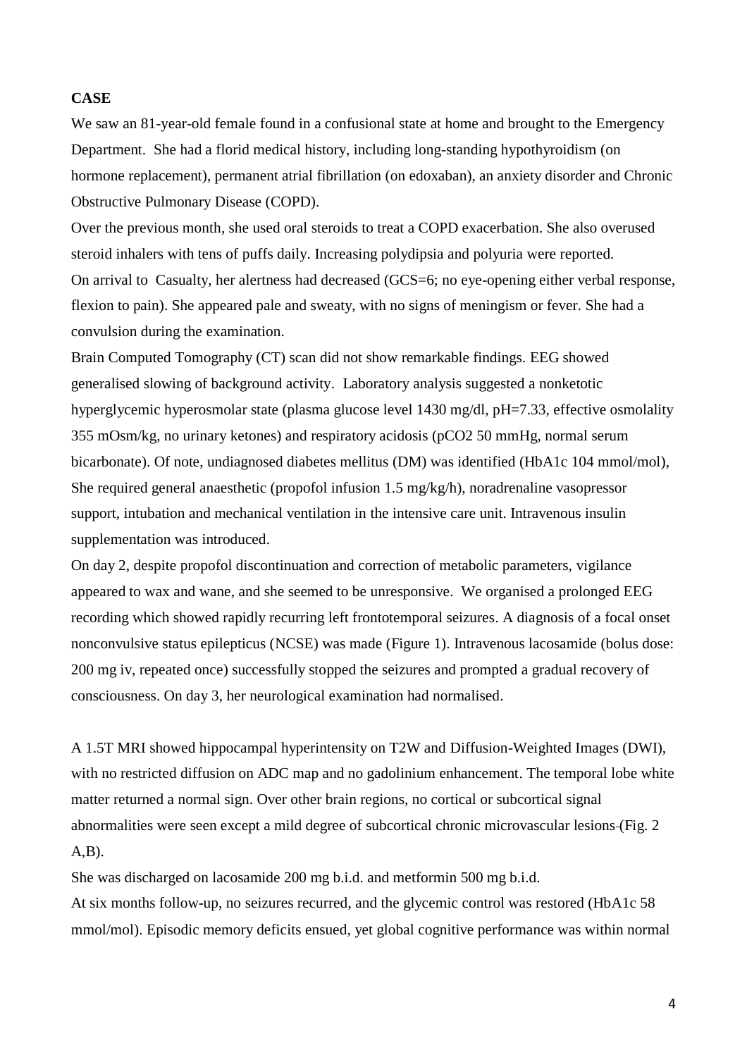**CASE**

We saw an 81-year-old female found in a confusional state at home and brought to the Emergency Department. She had a florid medical history, including long-standing hypothyroidism (on hormone replacement), permanent atrial fibrillation (on edoxaban), an anxiety disorder and Chronic Obstructive Pulmonary Disease (COPD).

Over the previous month, she used oral steroids to treat a COPD exacerbation. She also overused steroid inhalers with tens of puffs daily. Increasing polydipsia and polyuria were reported.

On arrival to Casualty, her alertness had decreased (GCS=6; no eye-opening either verbal response, flexion to pain). She appeared pale and sweaty, with no signs of meningism or fever. She had a convulsion during the examination.

Brain Computed Tomography (CT) scan did not show remarkable findings. EEG showed generalised slowing of background activity. Laboratory analysis suggested a nonketotic hyperglycemic hyperosmolar state (plasma glucose level 1430 mg/dl, pH=7.33, effective osmolality 355 mOsm/kg, no urinary ketones) and respiratory acidosis ($pCO_2$ 50 mmHg, normal serum bicarbonate). Of note, undiagnosed diabetes mellitus (DM) was identified (HbA1c 104 mmol/mol), She required general anaesthetic (propofol infusion 1.5 mg/kg/h), noradrenaline vasopressor support, intubation and mechanical ventilation in the intensive care unit. Intravenous insulin supplementation was introduced.

On day 2, despite propofol discontinuation and correction of metabolic parameters, vigilance appeared to wax and wane, and she seemed to be unresponsive. We organised a prolonged EEG recording which showed rapidly recurring left frontotemporal seizures. A diagnosis of a focal onset nonconvulsive status epilepticus (NCSE) was made (Figure 1). Intravenous lacosamide (bolus dose: 200 mg iv, repeated once) successfully stopped the seizures and prompted a gradual recovery of consciousness. On day 3, her neurological examination had normalised.

A 1.5T MRI showed hippocampal hyperintensity on T2W and Diffusion-Weighted Images (DWI), with no restricted diffusion on ADC map and no gadolinium enhancement. The temporal lobe white matter returned a normal sign. Over other brain regions, no cortical or subcortical signal abnormalities were seen except a mild degree of subcortical chronic microvascular lesions (Fig. 2 A,B).

She was discharged on lacosamide 200 mg b.i.d. and metformin 500 mg b.i.d.

At six months follow-up, no seizures recurred, and the glycemic control was restored (HbA1c 58 mmol/mol). Episodic memory deficits ensued, yet global cognitive performance was within normal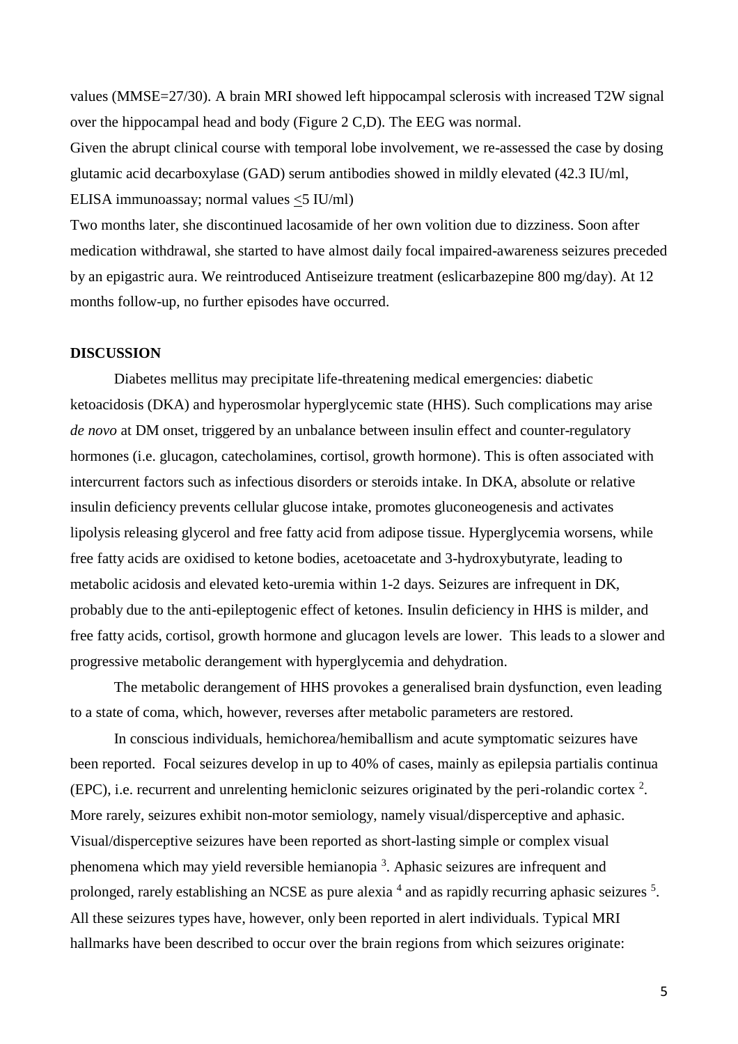values (MMSE=27/30). A brain MRI showed left hippocampal sclerosis with increased T2W signal over the hippocampal head and body (Figure 2 C,D). The EEG was normal.

Given the abrupt clinical course with temporal lobe involvement, we re-assessed the case by dosing glutamic acid decarboxylase (GAD) serum antibodies showed in mildly elevated (42.3 IU/ml, ELISA immunoassay; normal values <5 IU/ml)

Two months later, she discontinued lacosamide of her own volition due to dizziness. Soon after medication withdrawal, she started to have almost daily focal impaired-awareness seizures preceded by an epigastric aura. We reintroduced Antiseizure treatment (eslicarbazepine 800 mg/day). At 12 months follow-up, no further episodes have occurred.

**DISCUSSION**

Diabetes mellitus may precipitate life-threatening medical emergencies: diabetic ketoacidosis (DKA) and hyperosmolar hyperglycemic state (HHS). Such complications may arise *de novo* at DM onset, triggered by an unbalance between insulin effect and counter-regulatory hormones (i.e. glucagon, catecholamines, cortisol, growth hormone). This is often associated with intercurrent factors such as infectious disorders or steroids intake. In DKA, absolute or relative insulin deficiency prevents cellular glucose intake, promotes gluconeogenesis and activates lipolysis releasing glycerol and free fatty acid from adipose tissue. Hyperglycemia worsens, while free fatty acids are oxidised to ketone bodies, acetoacetate and 3-hydroxybutyrate, leading to metabolic acidosis and elevated keto-uremia within 1-2 days. Seizures are infrequent in DK, probably due to the anti-epileptogenic effect of ketones. Insulin deficiency in HHS is milder, and free fatty acids, cortisol, growth hormone and glucagon levels are lower. This leads to a slower and progressive metabolic derangement with hyperglycemia and dehydration.

The metabolic derangement of HHS provokes a generalised brain dysfunction, even leading to a state of coma, which, however, reverses after metabolic parameters are restored.

In conscious individuals, hemichorea/hemiballism and acute symptomatic seizures have been reported. Focal seizures develop in up to 40% of cases, mainly as epilepsia partialis continua (EPC), i.e. recurrent and unrelenting hemiclonic seizures originated by the peri-rolandic cortex [2]. More rarely, seizures exhibit non-motor semiology, namely visual/disperceptive and aphasic. Visual/disperceptive seizures have been reported as short-lasting simple or complex visual phenomena which may yield reversible hemianopia [3]. Aphasic seizures are infrequent and prolonged, rarely establishing an NCSE as pure alexia [4] and as rapidly recurring aphasic seizures [5]. All these seizures types have, however, only been reported in alert individuals. Typical MRI hallmarks have been described to occur over the brain regions from which seizures originate: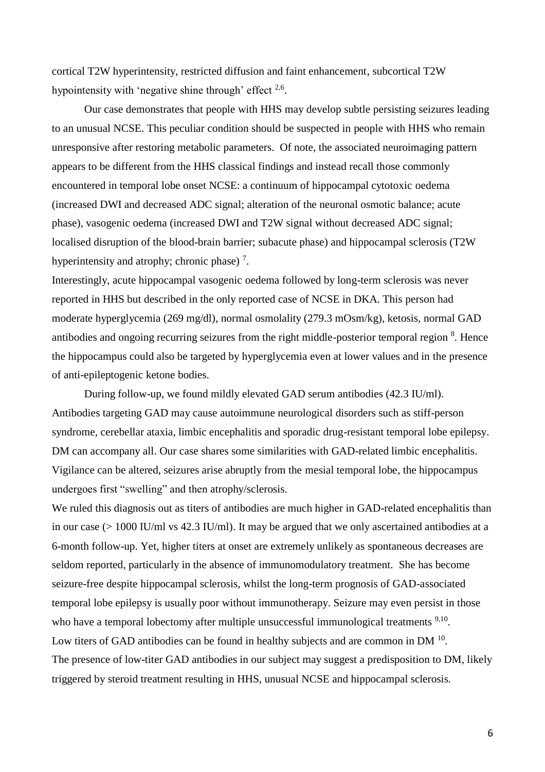cortical T2W hyperintensity, restricted diffusion and faint enhancement, subcortical T2W hypointensity with 'negative shine through' effect [2,6].

Our case demonstrates that people with HHS may develop subtle persisting seizures leading to an unusual NCSE. This peculiar condition should be suspected in people with HHS who remain unresponsive after restoring metabolic parameters. Of note, the associated neuroimaging pattern appears to be different from the HHS classical findings and instead recall those commonly encountered in temporal lobe onset NCSE: a continuum of hippocampal cytotoxic oedema (increased DWI and decreased ADC signal; alteration of the neuronal osmotic balance; acute phase), vasogenic oedema (increased DWI and T2W signal without decreased ADC signal; localised disruption of the blood-brain barrier; subacute phase) and hippocampal sclerosis (T2W hyperintensity and atrophy; chronic phase) [7].

Interestingly, acute hippocampal vasogenic oedema followed by long-term sclerosis was never reported in HHS but described in the only reported case of NCSE in DKA. This person had moderate hyperglycemia (269 mg/dl), normal osmolality (279.3 mOsm/kg), ketosis, normal GAD antibodies and ongoing recurring seizures from the right middle-posterior temporal region [8]. Hence the hippocampus could also be targeted by hyperglycemia even at lower values and in the presence of anti-epileptogenic ketone bodies.

During follow-up, we found mildly elevated GAD serum antibodies (42.3 IU/ml). Antibodies targeting GAD may cause autoimmune neurological disorders such as stiff-person syndrome, cerebellar ataxia, limbic encephalitis and sporadic drug-resistant temporal lobe epilepsy. DM can accompany all. Our case shares some similarities with GAD-related limbic encephalitis. Vigilance can be altered, seizures arise abruptly from the mesial temporal lobe, the hippocampus undergoes first "swelling" and then atrophy/sclerosis.

We ruled this diagnosis out as titers of antibodies are much higher in GAD-related encephalitis than in our case (> 1000 IU/ml vs 42.3 IU/ml). It may be argued that we only ascertained antibodies at a 6-month follow-up. Yet, higher titers at onset are extremely unlikely as spontaneous decreases are seldom reported, particularly in the absence of immunomodulatory treatment. She has become seizure-free despite hippocampal sclerosis, whilst the long-term prognosis of GAD-associated temporal lobe epilepsy is usually poor without immunotherapy. Seizure may even persist in those who have a temporal lobectomy after multiple unsuccessful immunological treatments [9,10].

Low titers of GAD antibodies can be found in healthy subjects and are common in DM [10].

The presence of low-titer GAD antibodies in our subject may suggest a predisposition to DM, likely triggered by steroid treatment resulting in HHS, unusual NCSE and hippocampal sclerosis.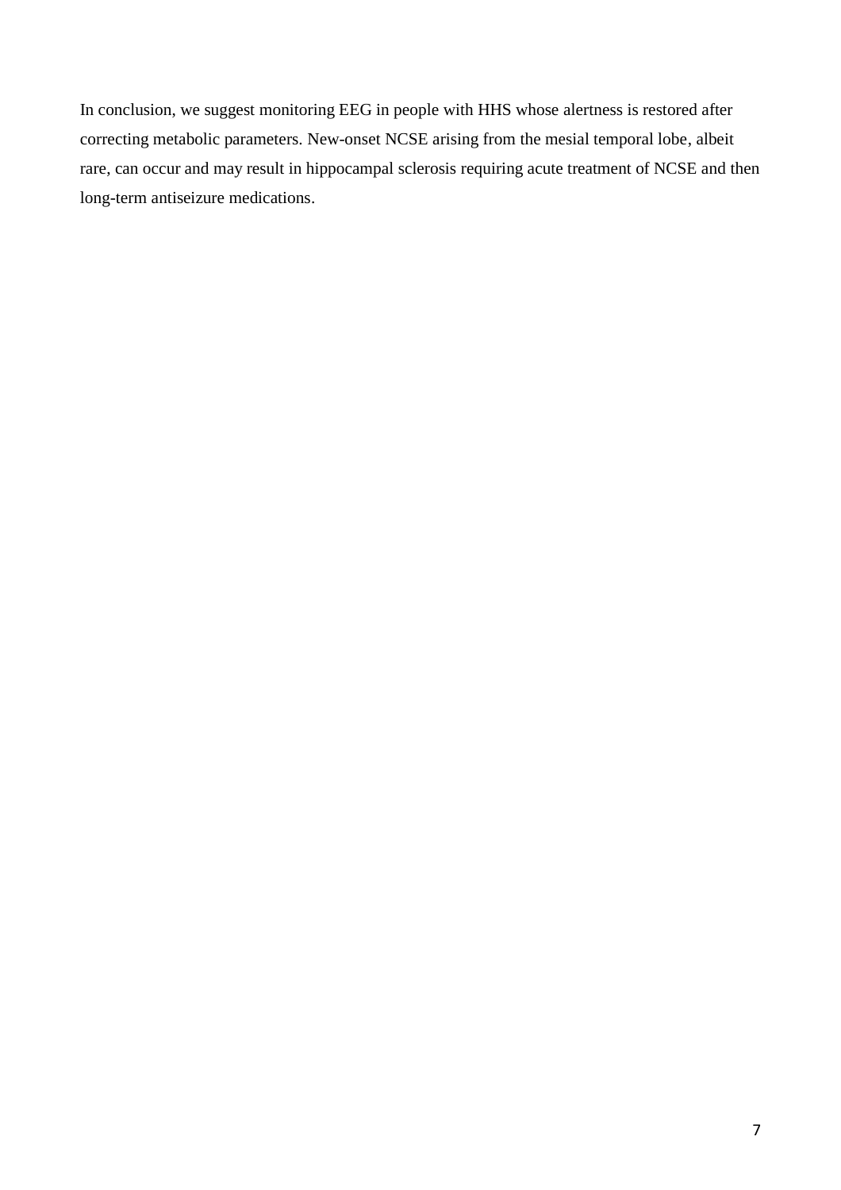In conclusion, we suggest monitoring EEG in people with HHS whose alertness is restored after correcting metabolic parameters. New-onset NCSE arising from the mesial temporal lobe, albeit rare, can occur and may result in hippocampal sclerosis requiring acute treatment of NCSE and then long-term antiseizure medications.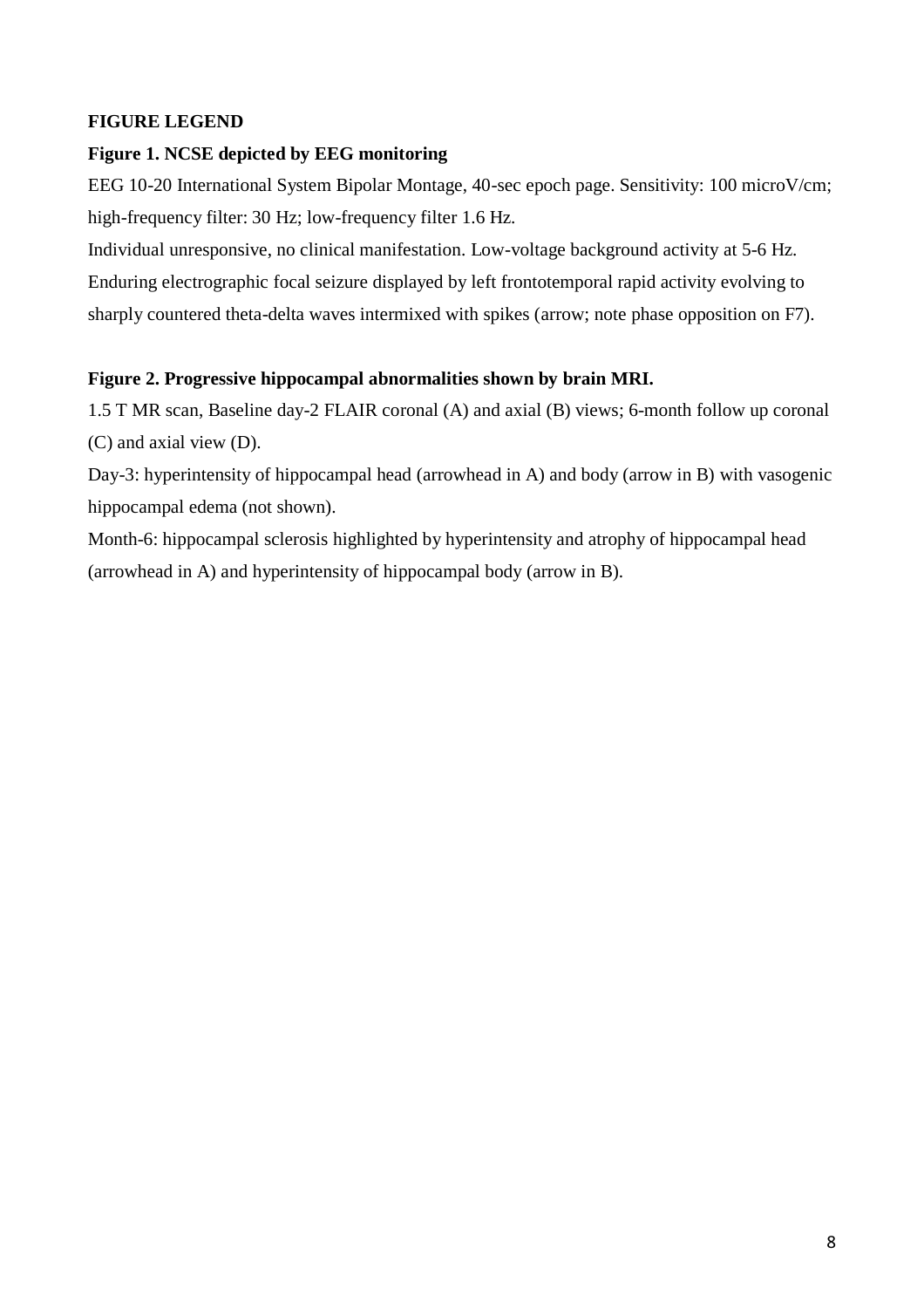**FIGURE LEGEND**

**Figure 1. NCSE depicted by EEG monitoring**

EEG 10-20 International System Bipolar Montage, 40-sec epoch page. Sensitivity: 100 microV/cm; high-frequency filter: 30 Hz; low-frequency filter 1.6 Hz.

Individual unresponsive, no clinical manifestation. Low-voltage background activity at 5-6 Hz. Enduring electrographic focal seizure displayed by left frontotemporal rapid activity evolving to sharply countered theta-delta waves intermixed with spikes (arrow; note phase opposition on F7).

**Figure 2. Progressive hippocampal abnormalities shown by brain MRI.**

1.5 T MR scan, Baseline day-2 FLAIR coronal (A) and axial (B) views; 6-month follow up coronal (C) and axial view (D).

Day-3: hyperintensity of hippocampal head (arrowhead in A) and body (arrow in B) with vasogenic hippocampal edema (not shown).

Month-6: hippocampal sclerosis highlighted by hyperintensity and atrophy of hippocampal head (arrowhead in A) and hyperintensity of hippocampal body (arrow in B).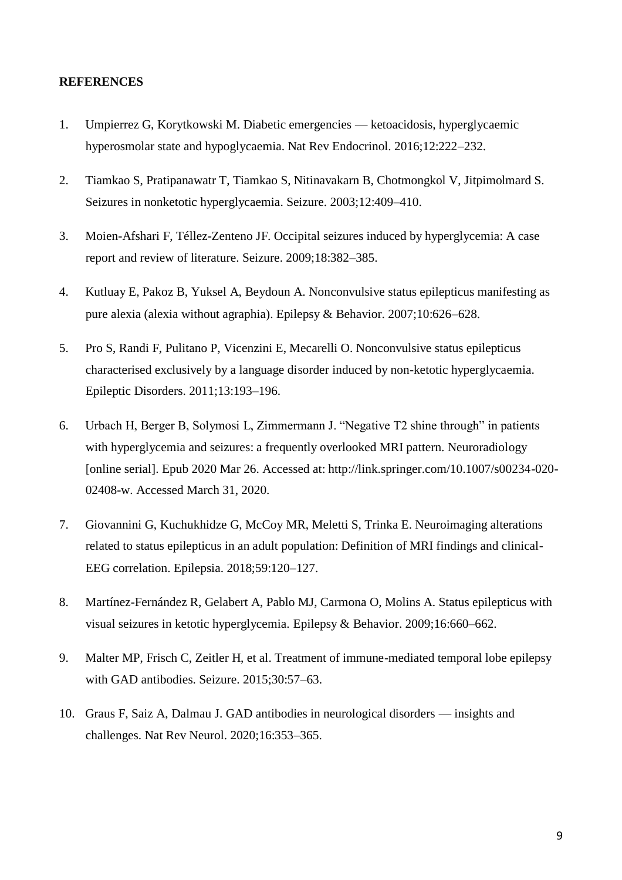**REFERENCES**

1. Umpierrez G, Korytkowski M. Diabetic emergencies — ketoacidosis, hyperglycaemic hyperosmolar state and hypoglycaemia. Nat Rev Endocrinol. 2016;12:222–232.

2. Tiamkao S, Pratipanawatr T, Tiamkao S, Nitinavakarn B, Chotmongkol V, Jitpimolmard S. Seizures in nonketotic hyperglycaemia. Seizure. 2003;12:409–410.

3. Moien-Afshari F, Téllez-Zenteno JF. Occipital seizures induced by hyperglycemia: A case report and review of literature. Seizure. 2009;18:382–385.

4. Kutluay E, Pakoz B, Yuksel A, Beydoun A. Nonconvulsive status epilepticus manifesting as pure alexia (alexia without agraphia). Epilepsy & Behavior. 2007;10:626–628.

5. Pro S, Randi F, Pulitano P, Vicenzini E, Mecarelli O. Nonconvulsive status epilepticus characterised exclusively by a language disorder induced by non-ketotic hyperglycaemia. Epileptic Disorders. 2011;13:193–196.

6. Urbach H, Berger B, Solymosi L, Zimmermann J. "Negative T2 shine through" in patients with hyperglycemia and seizures: a frequently overlooked MRI pattern. Neuroradiology [online serial]. Epub 2020 Mar 26. Accessed at: http://link.springer.com/10.1007/s00234-020-02408-w. Accessed March 31, 2020.

7. Giovannini G, Kuchukhidze G, McCoy MR, Meletti S, Trinka E. Neuroimaging alterations related to status epilepticus in an adult population: Definition of MRI findings and clinical-EEG correlation. Epilepsia. 2018;59:120–127.

8. Martínez-Fernández R, Gelabert A, Pablo MJ, Carmona O, Molins A. Status epilepticus with visual seizures in ketotic hyperglycemia. Epilepsy & Behavior. 2009;16:660–662.

9. Malter MP, Frisch C, Zeitler H, et al. Treatment of immune-mediated temporal lobe epilepsy with GAD antibodies. Seizure. 2015;30:57–63.

10. Graus F, Saiz A, Dalmau J. GAD antibodies in neurological disorders — insights and challenges. Nat Rev Neurol. 2020;16:353–365.